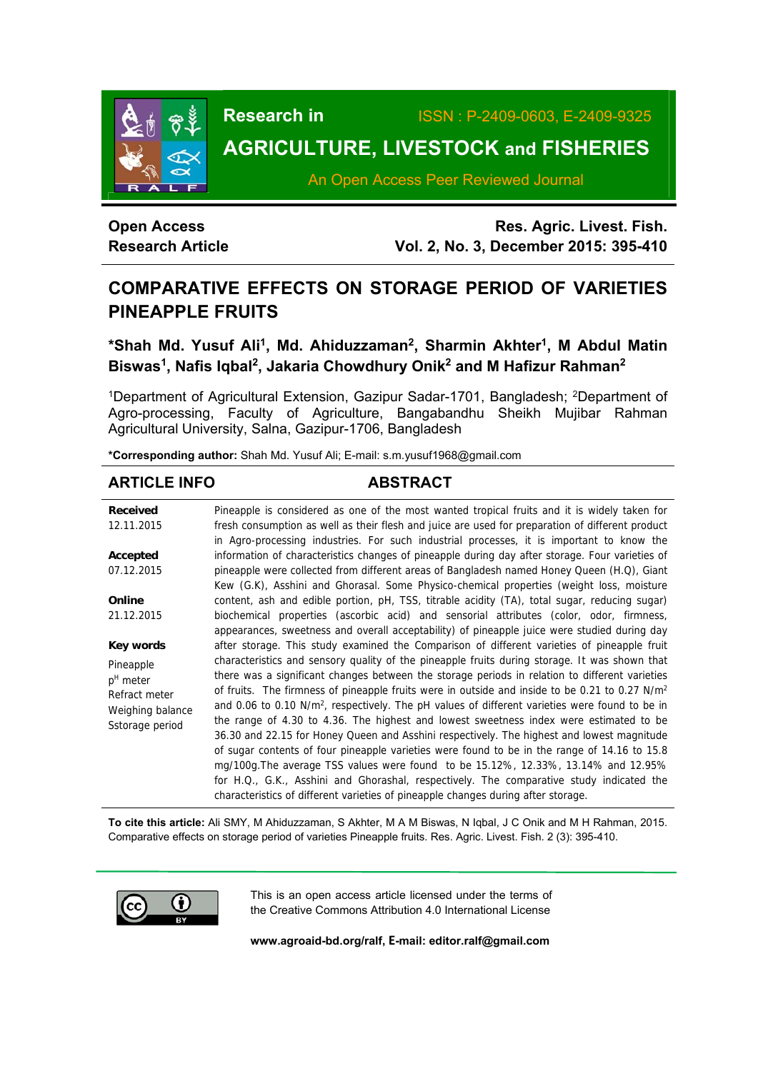**Open Access**
**Research Article**

# COMPARATIVE EFFECTS ON STORAGE PERIOD OF VARIETIES PINEAPPLE FRUITS

**\*Shah Md. Yusuf Ali[1], Md. Ahiduzzaman[2], Sharmin Akhter[1], M Abdul Matin Biswas[1], Nafis Iqbal[2], Jakaria Chowdhury Onik[2] and M Hafizur Rahman[2]**

[1]Department of Agricultural Extension, Gazipur Sadar-1701, Bangladesh; [2]Department of Agro-processing, Faculty of Agriculture, Bangabandhu Sheikh Mujibar Rahman Agricultural University, Salna, Gazipur-1706, Bangladesh

**\*Corresponding author:** Shah Md. Yusuf Ali; E-mail: s.m.yusuf1968@gmail.com

## ARTICLE INFO

**Received**
12.11.2015

**Accepted**
07.12.2015

**Online**
21.12.2015

**Key words**
Pineapple
$p^H$ meter
Refract meter
Weighing balance
Sstorage period

## ABSTRACT

Pineapple is considered as one of the most wanted tropical fruits and it is widely taken for fresh consumption as well as their flesh and juice are used for preparation of different product in Agro-processing industries. For such industrial processes, it is important to know the information of characteristics changes of pineapple during day after storage. Four varieties of pineapple were collected from different areas of Bangladesh named Honey Queen (H.Q), Giant Kew (G.K), Asshini and Ghorasal. Some Physico-chemical properties (weight loss, moisture content, ash and edible portion, pH, TSS, titrable acidity (TA), total sugar, reducing sugar) biochemical properties (ascorbic acid) and sensorial attributes (color, odor, firmness, appearances, sweetness and overall acceptability) of pineapple juice were studied during day after storage. This study examined the Comparison of different varieties of pineapple fruit characteristics and sensory quality of the pineapple fruits during storage. It was shown that there was a significant changes between the storage periods in relation to different varieties of fruits. The firmness of pineapple fruits were in outside and inside to be 0.21 to 0.27 $N/m^2$ and 0.06 to 0.10 $N/m^2$, respectively. The pH values of different varieties were found to be in the range of 4.30 to 4.36. The highest and lowest sweetness index were estimated to be 36.30 and 22.15 for Honey Queen and Asshini respectively. The highest and lowest magnitude of sugar contents of four pineapple varieties were found to be in the range of 14.16 to 15.8 mg/100g.The average TSS values were found to be 15.12%, 12.33%, 13.14% and 12.95% for H.Q., G.K., Asshini and Ghorashal, respectively. The comparative study indicated the characteristics of different varieties of pineapple changes during after storage.

**To cite this article:** Ali SMY, M Ahiduzzaman, S Akhter, M A M Biswas, N Iqbal, J C Onik and M H Rahman, 2015. Comparative effects on storage period of varieties Pineapple fruits. Res. Agric. Livest. Fish. 2 (3): 395-410.

This is an open access article licensed under the terms of the Creative Commons Attribution 4.0 International License

**www.agroaid-bd.org/ralf, E-mail: editor.ralf@gmail.com**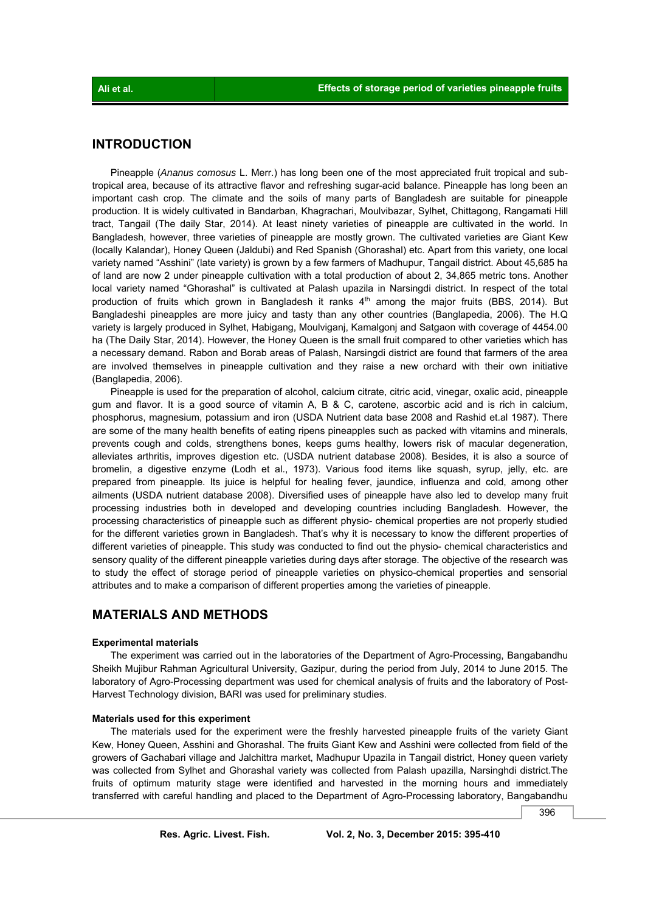## INTRODUCTION

Pineapple (*Ananus comosus* L. Merr.) has long been one of the most appreciated fruit tropical and sub-tropical area, because of its attractive flavor and refreshing sugar-acid balance. Pineapple has long been an important cash crop. The climate and the soils of many parts of Bangladesh are suitable for pineapple production. It is widely cultivated in Bandarban, Khagrachari, Moulvibazar, Sylhet, Chittagong, Rangamati Hill tract, Tangail (The daily Star, 2014). At least ninety varieties of pineapple are cultivated in the world. In Bangladesh, however, three varieties of pineapple are mostly grown. The cultivated varieties are Giant Kew (locally Kalandar), Honey Queen (Jaldubi) and Red Spanish (Ghorashal) etc. Apart from this variety, one local variety named "Asshini" (late variety) is grown by a few farmers of Madhupur, Tangail district. About 45,685 ha of land are now 2 under pineapple cultivation with a total production of about 2, 34,865 metric tons. Another local variety named "Ghorashal" is cultivated at Palash upazila in Narsingdi district. In respect of the total production of fruits which grown in Bangladesh it ranks 4th among the major fruits (BBS, 2014). But Bangladeshi pineapples are more juicy and tasty than any other countries (Banglapedia, 2006). The H.Q variety is largely produced in Sylhet, Habigang, Moulviganj, Kamalgonj and Satgaon with coverage of 4454.00 ha (The Daily Star, 2014). However, the Honey Queen is the small fruit compared to other varieties which has a necessary demand. Rabon and Borab areas of Palash, Narsingdi district are found that farmers of the area are involved themselves in pineapple cultivation and they raise a new orchard with their own initiative (Banglapedia, 2006).

Pineapple is used for the preparation of alcohol, calcium citrate, citric acid, vinegar, oxalic acid, pineapple gum and flavor. It is a good source of vitamin A, B & C, carotene, ascorbic acid and is rich in calcium, phosphorus, magnesium, potassium and iron (USDA Nutrient data base 2008 and Rashid et.al 1987). There are some of the many health benefits of eating ripens pineapples such as packed with vitamins and minerals, prevents cough and colds, strengthens bones, keeps gums healthy, lowers risk of macular degeneration, alleviates arthritis, improves digestion etc. (USDA nutrient database 2008). Besides, it is also a source of bromelin, a digestive enzyme (Lodh et al., 1973). Various food items like squash, syrup, jelly, etc. are prepared from pineapple. Its juice is helpful for healing fever, jaundice, influenza and cold, among other ailments (USDA nutrient database 2008). Diversified uses of pineapple have also led to develop many fruit processing industries both in developed and developing countries including Bangladesh. However, the processing characteristics of pineapple such as different physio- chemical properties are not properly studied for the different varieties grown in Bangladesh. That's why it is necessary to know the different properties of different varieties of pineapple. This study was conducted to find out the physio- chemical characteristics and sensory quality of the different pineapple varieties during days after storage. The objective of the research was to study the effect of storage period of pineapple varieties on physico-chemical properties and sensorial attributes and to make a comparison of different properties among the varieties of pineapple.

## MATERIALS AND METHODS

### Experimental materials

The experiment was carried out in the laboratories of the Department of Agro-Processing, Bangabandhu Sheikh Mujibur Rahman Agricultural University, Gazipur, during the period from July, 2014 to June 2015. The laboratory of Agro-Processing department was used for chemical analysis of fruits and the laboratory of Post-Harvest Technology division, BARI was used for preliminary studies.

### Materials used for this experiment

The materials used for the experiment were the freshly harvested pineapple fruits of the variety Giant Kew, Honey Queen, Asshini and Ghorashal. The fruits Giant Kew and Asshini were collected from field of the growers of Gachabari village and Jalchittra market, Madhupur Upazila in Tangail district, Honey queen variety was collected from Sylhet and Ghorashal variety was collected from Palash upazilla, Narsinghdi district.The fruits of optimum maturity stage were identified and harvested in the morning hours and immediately transferred with careful handling and placed to the Department of Agro-Processing laboratory, Bangabandhu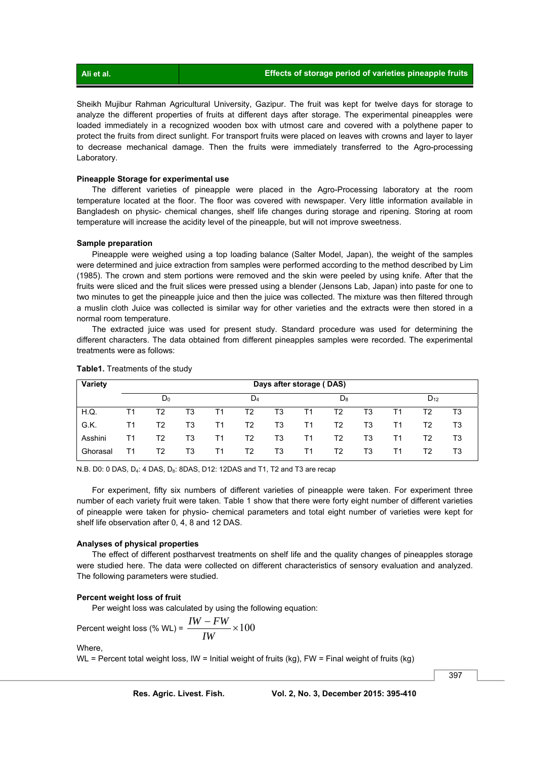Sheikh Mujibur Rahman Agricultural University, Gazipur. The fruit was kept for twelve days for storage to analyze the different properties of fruits at different days after storage. The experimental pineapples were loaded immediately in a recognized wooden box with utmost care and covered with a polythene paper to protect the fruits from direct sunlight. For transport fruits were placed on leaves with crowns and layer to layer to decrease mechanical damage. Then the fruits were immediately transferred to the Agro-processing Laboratory.

**Pineapple Storage for experimental use**

The different varieties of pineapple were placed in the Agro-Processing laboratory at the room temperature located at the floor. The floor was covered with newspaper. Very little information available in Bangladesh on physic- chemical changes, shelf life changes during storage and ripening. Storing at room temperature will increase the acidity level of the pineapple, but will not improve sweetness.

**Sample preparation**

Pineapple were weighed using a top loading balance (Salter Model, Japan), the weight of the samples were determined and juice extraction from samples were performed according to the method described by Lim (1985). The crown and stem portions were removed and the skin were peeled by using knife. After that the fruits were sliced and the fruit slices were pressed using a blender (Jensons Lab, Japan) into paste for one to two minutes to get the pineapple juice and then the juice was collected. The mixture was then filtered through a muslin cloth Juice was collected is similar way for other varieties and the extracts were then stored in a normal room temperature.

The extracted juice was used for present study. Standard procedure was used for determining the different characters. The data obtained from different pineapples samples were recorded. The experimental treatments were as follows:

**Table1.** Treatments of the study

| Variety | Days after storage ( DAS) | | | | | | | | | | | |
|---|---|---|---|---|---|---|---|---|---|---|---|---|
| | $D_0$ | | | $D_4$ | | | $D_8$ | | | $D_{12}$ | | |
| H.Q. | T1 | T2 | T3 | T1 | T2 | T3 | T1 | T2 | T3 | T1 | T2 | T3 |
| G.K. | T1 | T2 | T3 | T1 | T2 | T3 | T1 | T2 | T3 | T1 | T2 | T3 |
| Asshini | T1 | T2 | T3 | T1 | T2 | T3 | T1 | T2 | T3 | T1 | T2 | T3 |
| Ghorasal | T1 | T2 | T3 | T1 | T2 | T3 | T1 | T2 | T3 | T1 | T2 | T3 |

N.B. D0: 0 DAS, $D_4$: 4 DAS, $D_8$: 8DAS, D12: 12DAS and T1, T2 and T3 are recap

For experiment, fifty six numbers of different varieties of pineapple were taken. For experiment three number of each variety fruit were taken. Table 1 show that there were forty eight number of different varieties of pineapple were taken for physio- chemical parameters and total eight number of varieties were kept for shelf life observation after 0, 4, 8 and 12 DAS.

**Analyses of physical properties**

The effect of different postharvest treatments on shelf life and the quality changes of pineapples storage were studied here. The data were collected on different characteristics of sensory evaluation and analyzed. The following parameters were studied.

**Percent weight loss of fruit**

Per weight loss was calculated by using the following equation:

$$\text{Percent weight loss (\% WL)} = \frac{IW - FW}{IW} \times 100$$

Where,

WL = Percent total weight loss, IW = Initial weight of fruits (kg), FW = Final weight of fruits (kg)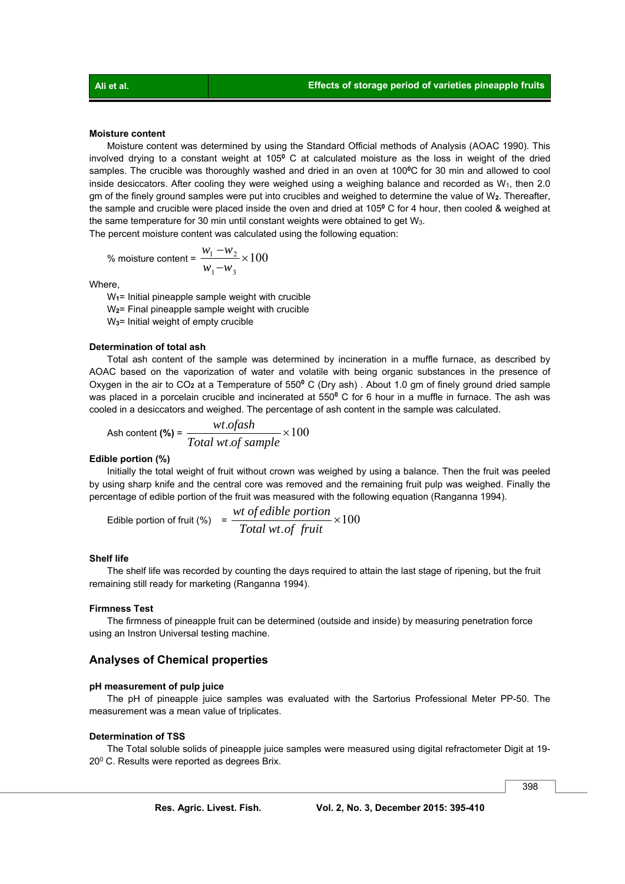#### Moisture content

Moisture content was determined by using the Standard Official methods of Analysis (AOAC 1990). This involved drying to a constant weight at 105$^0$ C at calculated moisture as the loss in weight of the dried samples. The crucible was thoroughly washed and dried in an oven at 100$^0$C for 30 min and allowed to cool inside desiccators. After cooling they were weighed using a weighing balance and recorded as $W_1$, then 2.0 gm of the finely ground samples were put into crucibles and weighed to determine the value of $W_2$. Thereafter, the sample and crucible were placed inside the oven and dried at 105$^0$ C for 4 hour, then cooled & weighed at the same temperature for 30 min until constant weights were obtained to get $W_3$.

The percent moisture content was calculated using the following equation:

$$\% \text{ moisture content} = \frac{w_1 - w_2}{w_1 - w_3} \times 100$$

Where,

$W_1$= Initial pineapple sample weight with crucible
$W_2$= Final pineapple sample weight with crucible
$W_3$= Initial weight of empty crucible

#### Determination of total ash

Total ash content of the sample was determined by incineration in a muffle furnace, as described by AOAC based on the vaporization of water and volatile with being organic substances in the presence of Oxygen in the air to $CO_2$ at a Temperature of 550$^0$ C (Dry ash) . About 1.0 gm of finely ground dried sample was placed in a porcelain crucible and incinerated at 550$^0$ C for 6 hour in a muffle in furnace. The ash was cooled in a desiccators and weighed. The percentage of ash content in the sample was calculated.

$$\text{Ash content } \textbf{(\%)} = \frac{wt.of ash}{Total\ wt.of\ sample} \times 100$$

#### Edible portion (%)

Initially the total weight of fruit without crown was weighed by using a balance. Then the fruit was peeled by using sharp knife and the central core was removed and the remaining fruit pulp was weighed. Finally the percentage of edible portion of the fruit was measured with the following equation (Ranganna 1994).

$$\text{Edible portion of fruit (\%)} = \frac{wt\ of\ edible\ portion}{Total\ wt.of\ \ fruit} \times 100$$

#### Shelf life

The shelf life was recorded by counting the days required to attain the last stage of ripening, but the fruit remaining still ready for marketing (Ranganna 1994).

#### Firmness Test

The firmness of pineapple fruit can be determined (outside and inside) by measuring penetration force using an Instron Universal testing machine.

## Analyses of Chemical properties

#### pH measurement of pulp juice

The pH of pineapple juice samples was evaluated with the Sartorius Professional Meter PP-50. The measurement was a mean value of triplicates.

#### Determination of TSS

The Total soluble solids of pineapple juice samples were measured using digital refractometer Digit at 19-20$^0$ C. Results were reported as degrees Brix.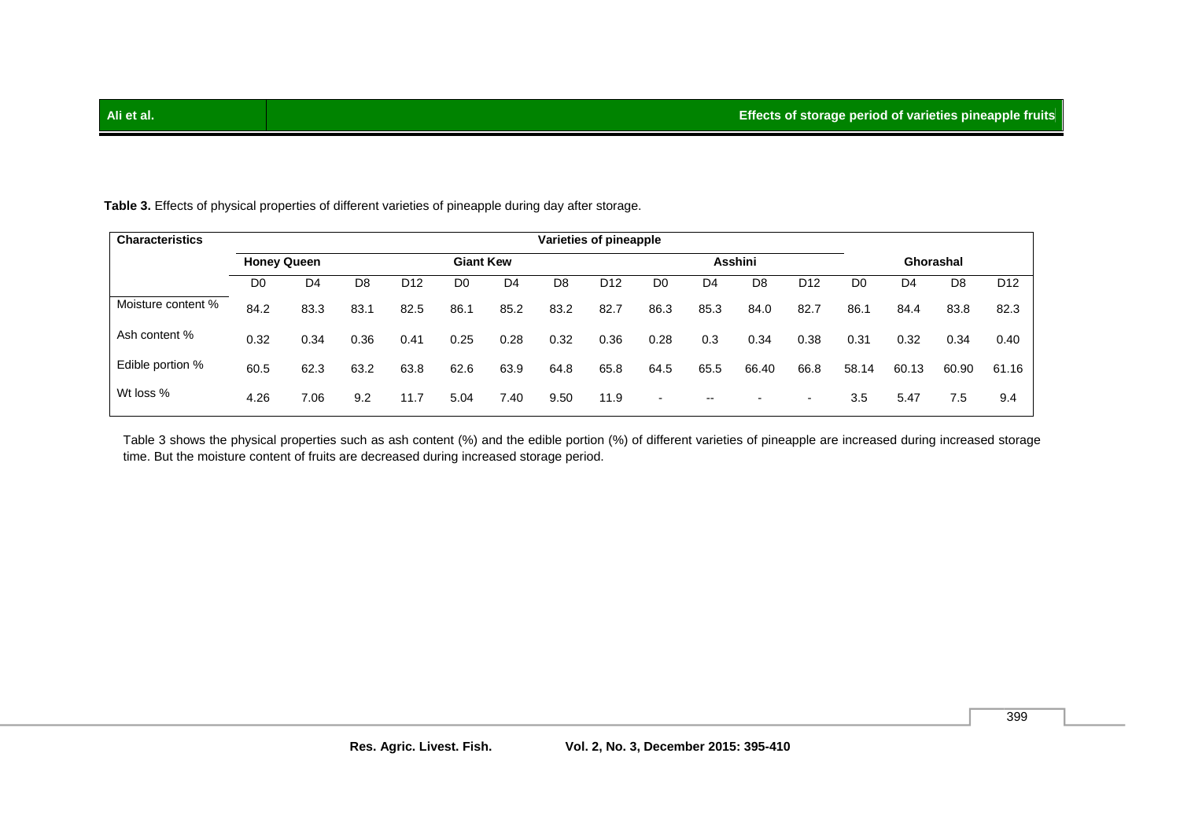**Table 3.** Effects of physical properties of different varieties of pineapple during day after storage.

| Characteristics | Varieties of pineapple | | | | | | | | | | | | | | | |
|---|---|---|---|---|---|---|---|---|---|---|---|---|---|---|---|---|
| | Honey Queen | | | | Giant Kew | | | | Asshini | | | | Ghorashal | | | |
| | D0 | D4 | D8 | D12 | D0 | D4 | D8 | D12 | D0 | D4 | D8 | D12 | D0 | D4 | D8 | D12 |
| Moisture content % | 84.2 | 83.3 | 83.1 | 82.5 | 86.1 | 85.2 | 83.2 | 82.7 | 86.3 | 85.3 | 84.0 | 82.7 | 86.1 | 84.4 | 83.8 | 82.3 |
| Ash content % | 0.32 | 0.34 | 0.36 | 0.41 | 0.25 | 0.28 | 0.32 | 0.36 | 0.28 | 0.3 | 0.34 | 0.38 | 0.31 | 0.32 | 0.34 | 0.40 |
| Edible portion % | 60.5 | 62.3 | 63.2 | 63.8 | 62.6 | 63.9 | 64.8 | 65.8 | 64.5 | 65.5 | 66.40 | 66.8 | 58.14 | 60.13 | 60.90 | 61.16 |
| Wt loss % | 4.26 | 7.06 | 9.2 | 11.7 | 5.04 | 7.40 | 9.50 | 11.9 | - | -- | - | - | 3.5 | 5.47 | 7.5 | 9.4 |

Table 3 shows the physical properties such as ash content (%) and the edible portion (%) of different varieties of pineapple are increased during increased storage time. But the moisture content of fruits are decreased during increased storage period.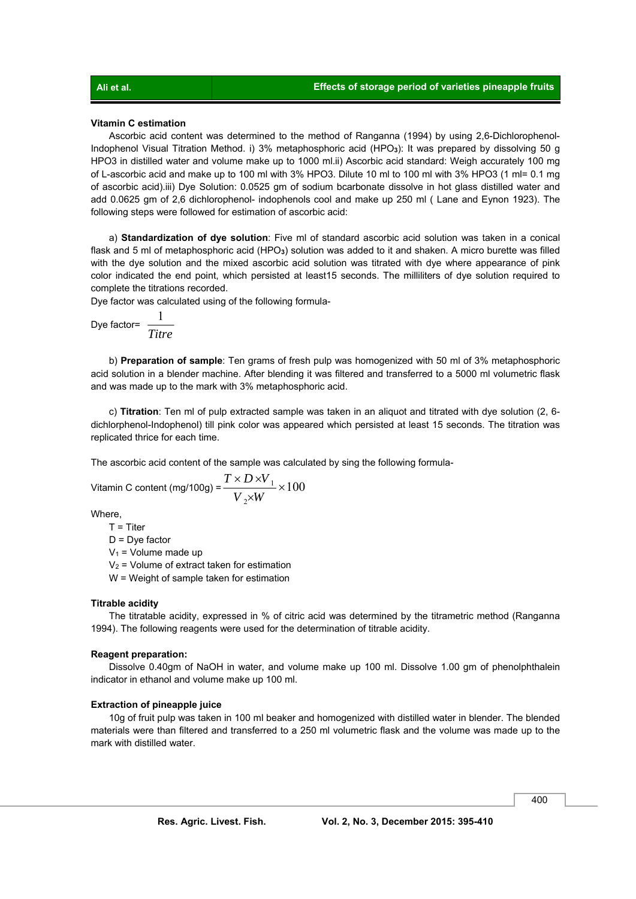### Vitamin C estimation

Ascorbic acid content was determined to the method of Ranganna (1994) by using 2,6-Dichlorophenol-Indophenol Visual Titration Method. i) 3% metaphosphoric acid ($HPO_3$): It was prepared by dissolving 50 g HPO3 in distilled water and volume make up to 1000 ml.ii) Ascorbic acid standard: Weigh accurately 100 mg of L-ascorbic acid and make up to 100 ml with 3% HPO3. Dilute 10 ml to 100 ml with 3% HPO3. (1 ml= 0.1 mg of ascorbic acid).iii) Dye Solution: 0.0525 gm of sodium bcarbonate dissolve in hot glass distilled water and add 0.0625 gm of 2,6 dichlorophenol- indophenols cool and make up 250 ml ( Lane and Eynon 1923). The following steps were followed for estimation of ascorbic acid:

a) **Standardization of dye solution**: Five ml of standard ascorbic acid solution was taken in a conical flask and 5 ml of metaphosphoric acid ($HPO_3$) solution was added to it and shaken. A micro burette was filled with the dye solution and the mixed ascorbic acid solution was titrated with dye where appearance of pink color indicated the end point, which persisted at least15 seconds. The milliliters of dye solution required to complete the titrations recorded.

Dye factor was calculated using of the following formula-

$$\text{Dye factor} = \frac{1}{Titre}$$

b) **Preparation of sample**: Ten grams of fresh pulp was homogenized with 50 ml of 3% metaphosphoric acid solution in a blender machine. After blending it was filtered and transferred to a 5000 ml volumetric flask and was made up to the mark with 3% metaphosphoric acid.

c) **Titration**: Ten ml of pulp extracted sample was taken in an aliquot and titrated with dye solution (2, 6-dichlorphenol-Indophenol) till pink color was appeared which persisted at least 15 seconds. The titration was replicated thrice for each time.

The ascorbic acid content of the sample was calculated by sing the following formula-

$$\text{Vitamin C content (mg/100g)} = \frac{T \times D \times V_1}{V_2 \times W} \times 100$$

Where,

T = Titer

D = Dye factor

$V_1$ = Volume made up

$V_2$ = Volume of extract taken for estimation

W = Weight of sample taken for estimation

### Titrable acidity

The titratable acidity, expressed in % of citric acid was determined by the titrametric method (Ranganna 1994). The following reagents were used for the determination of titrable acidity.

### Reagent preparation:

Dissolve 0.40gm of NaOH in water, and volume make up 100 ml. Dissolve 1.00 gm of phenolphthalein indicator in ethanol and volume make up 100 ml.

### Extraction of pineapple juice

10g of fruit pulp was taken in 100 ml beaker and homogenized with distilled water in blender. The blended materials were than filtered and transferred to a 250 ml volumetric flask and the volume was made up to the mark with distilled water.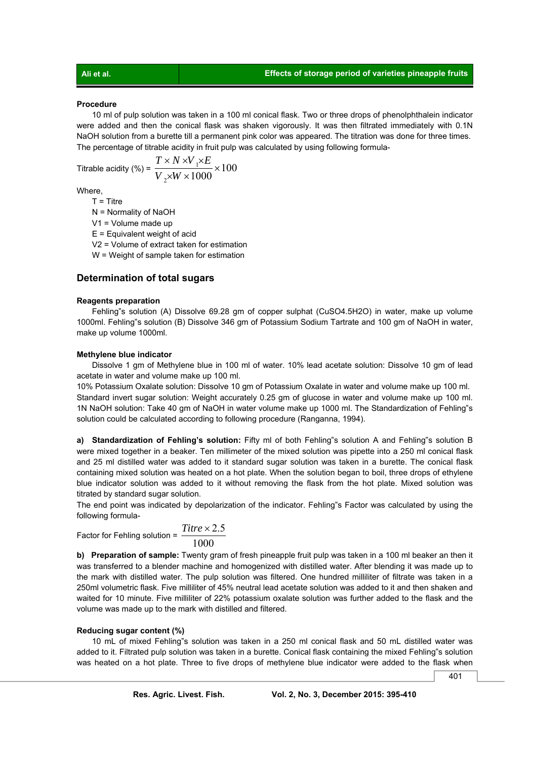#### Procedure

10 ml of pulp solution was taken in a 100 ml conical flask. Two or three drops of phenolphthalein indicator were added and then the conical flask was shaken vigorously. It was then filtrated immediately with 0.1N NaOH solution from a burette till a permanent pink color was appeared. The titration was done for three times. The percentage of titrable acidity in fruit pulp was calculated by using following formula-

$$\text{Titrable acidity (\%)} = \frac{T \times N \times V_1 \times E}{V_2 \times W \times 1000} \times 100$$

Where,

T = Titre

N = Normality of NaOH

V1 = Volume made up

E = Equivalent weight of acid

V2 = Volume of extract taken for estimation

W = Weight of sample taken for estimation

## Determination of total sugars

#### Reagents preparation

Fehling"s solution (A) Dissolve 69.28 gm of copper sulphat ($CuSO_4.5H_2O$) in water, make up volume 1000ml. Fehling"s solution (B) Dissolve 346 gm of Potassium Sodium Tartrate and 100 gm of NaOH in water, make up volume 1000ml.

#### Methylene blue indicator

Dissolve 1 gm of Methylene blue in 100 ml of water. 10% lead acetate solution: Dissolve 10 gm of lead acetate in water and volume make up 100 ml.

10% Potassium Oxalate solution: Dissolve 10 gm of Potassium Oxalate in water and volume make up 100 ml. Standard invert sugar solution: Weight accurately 0.25 gm of glucose in water and volume make up 100 ml. 1N NaOH solution: Take 40 gm of NaOH in water volume make up 1000 ml. The Standardization of Fehling"s solution could be calculated according to following procedure (Ranganna, 1994).

**a) Standardization of Fehling's solution:** Fifty ml of both Fehling"s solution A and Fehling"s solution B were mixed together in a beaker. Ten millimeter of the mixed solution was pipette into a 250 ml conical flask and 25 ml distilled water was added to it standard sugar solution was taken in a burette. The conical flask containing mixed solution was heated on a hot plate. When the solution began to boil, three drops of ethylene blue indicator solution was added to it without removing the flask from the hot plate. Mixed solution was titrated by standard sugar solution.

The end point was indicated by depolarization of the indicator. Fehling"s Factor was calculated by using the following formula-

$$\text{Factor for Fehling solution} = \frac{Titre \times 2.5}{1000}$$

**b) Preparation of sample:** Twenty gram of fresh pineapple fruit pulp was taken in a 100 ml beaker an then it was transferred to a blender machine and homogenized with distilled water. After blending it was made up to the mark with distilled water. The pulp solution was filtered. One hundred milliliter of filtrate was taken in a 250ml volumetric flask. Five milliliter of 45% neutral lead acetate solution was added to it and then shaken and waited for 10 minute. Five milliliter of 22% potassium oxalate solution was further added to the flask and the volume was made up to the mark with distilled and filtered.

#### Reducing sugar content (%)

10 mL of mixed Fehling"s solution was taken in a 250 ml conical flask and 50 mL distilled water was added to it. Filtrated pulp solution was taken in a burette. Conical flask containing the mixed Fehling"s solution was heated on a hot plate. Three to five drops of methylene blue indicator were added to the flask when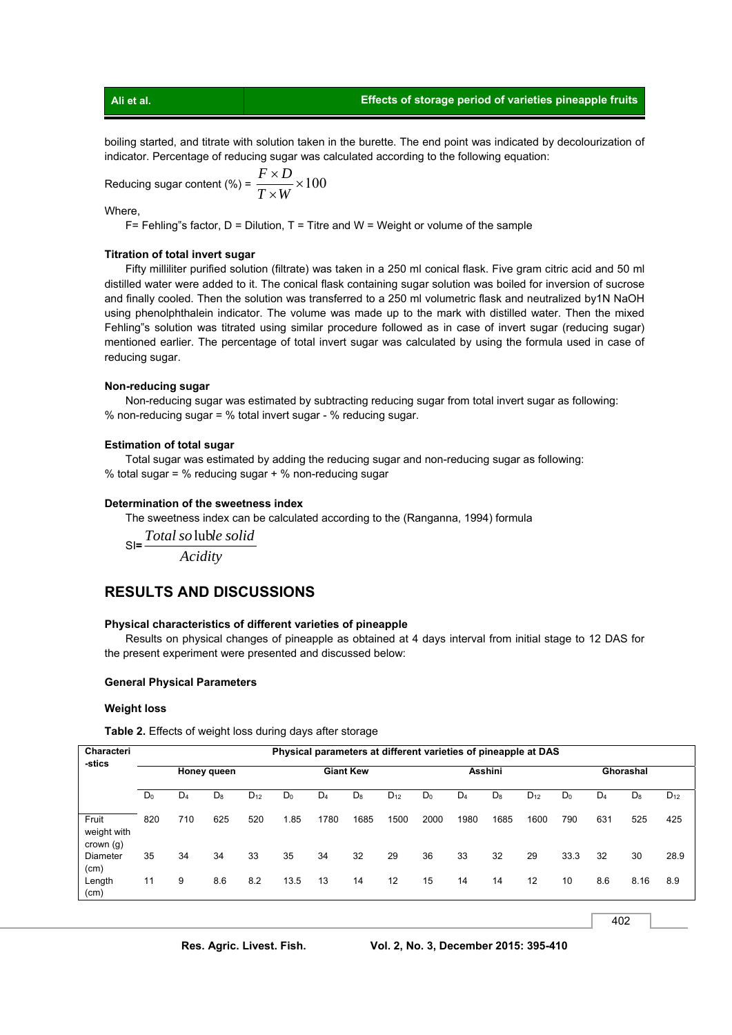boiling started, and titrate with solution taken in the burette. The end point was indicated by decolourization of indicator. Percentage of reducing sugar was calculated according to the following equation:

$$\text{Reducing sugar content (\%)} = \frac{F \times D}{T \times W} \times 100$$

Where,

F= Fehling"s factor, D = Dilution, T = Titre and W = Weight or volume of the sample

**Titration of total invert sugar**

Fifty milliliter purified solution (filtrate) was taken in a 250 ml conical flask. Five gram citric acid and 50 ml distilled water were added to it. The conical flask containing sugar solution was boiled for inversion of sucrose and finally cooled. Then the solution was transferred to a 250 ml volumetric flask and neutralized by1N NaOH using phenolphthalein indicator. The volume was made up to the mark with distilled water. Then the mixed Fehling"s solution was titrated using similar procedure followed as in case of invert sugar (reducing sugar) mentioned earlier. The percentage of total invert sugar was calculated by using the formula used in case of reducing sugar.

**Non-reducing sugar**

Non-reducing sugar was estimated by subtracting reducing sugar from total invert sugar as following:
% non-reducing sugar = % total invert sugar - % reducing sugar.

**Estimation of total sugar**

Total sugar was estimated by adding the reducing sugar and non-reducing sugar as following:
% total sugar = % reducing sugar + % non-reducing sugar

**Determination of the sweetness index**

The sweetness index can be calculated according to the (Ranganna, 1994) formula

$$SI = \frac{Total\ soluble\ solid}{Acidity}$$

## RESULTS AND DISCUSSIONS

**Physical characteristics of different varieties of pineapple**

Results on physical changes of pineapple as obtained at 4 days interval from initial stage to 12 DAS for the present experiment were presented and discussed below:

**General Physical Parameters**

**Weight loss**

**Table 2.** Effects of weight loss during days after storage

| Characteri-stics | Physical parameters at different varieties of pineapple at DAS | | | | | | | | | | | | | | | |
|---|---|---|---|---|---|---|---|---|---|---|---|---|---|---|---|---|
| | Honey queen | | | | Giant Kew | | | | Asshini | | | | Ghorashal | | | |
| | $D_0$ | $D_4$ | $D_8$ | $D_{12}$ | $D_0$ | $D_4$ | $D_8$ | $D_{12}$ | $D_0$ | $D_4$ | $D_8$ | $D_{12}$ | $D_0$ | $D_4$ | $D_8$ | $D_{12}$ |
| Fruit weight with crown (g) | 820 | 710 | 625 | 520 | 1.85 | 1780 | 1685 | 1500 | 2000 | 1980 | 1685 | 1600 | 790 | 631 | 525 | 425 |
| Diameter (cm) | 35 | 34 | 34 | 33 | 35 | 34 | 32 | 29 | 36 | 33 | 32 | 29 | 33.3 | 32 | 30 | 28.9 |
| Length (cm) | 11 | 9 | 8.6 | 8.2 | 13.5 | 13 | 14 | 12 | 15 | 14 | 14 | 12 | 10 | 8.6 | 8.16 | 8.9 |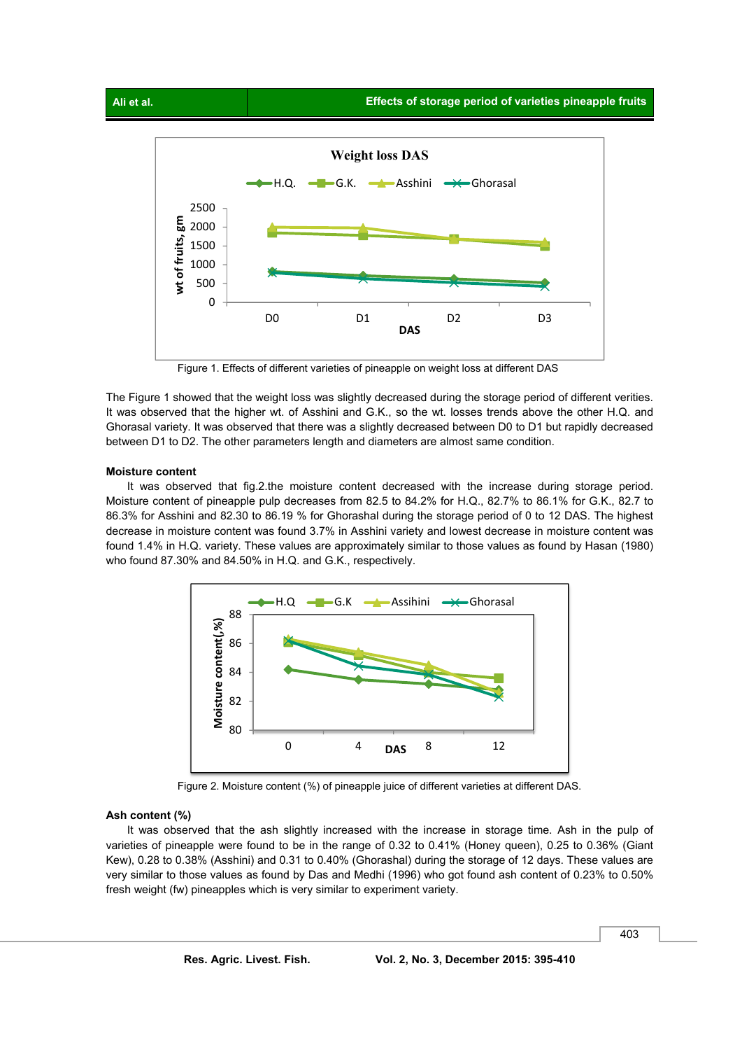Figure 1. Effects of different varieties of pineapple on weight loss at different DAS

The Figure 1 showed that the weight loss was slightly decreased during the storage period of different verities. It was observed that the higher wt. of Asshini and G.K., so the wt. losses trends above the other H.Q. and Ghorasal variety. It was observed that there was a slightly decreased between D0 to D1 but rapidly decreased between D1 to D2. The other parameters length and diameters are almost same condition.

#### Moisture content

It was observed that fig.2.the moisture content decreased with the increase during storage period. Moisture content of pineapple pulp decreases from 82.5 to 84.2% for H.Q., 82.7% to 86.1% for G.K., 82.7 to 86.3% for Asshini and 82.30 to 86.19 % for Ghorashal during the storage period of 0 to 12 DAS. The highest decrease in moisture content was found 3.7% in Asshini variety and lowest decrease in moisture content was found 1.4% in H.Q. variety. These values are approximately similar to those values as found by Hasan (1980) who found 87.30% and 84.50% in H.Q. and G.K., respectively.

Figure 2. Moisture content (%) of pineapple juice of different varieties at different DAS.

#### Ash content (%)

It was observed that the ash slightly increased with the increase in storage time. Ash in the pulp of varieties of pineapple were found to be in the range of 0.32 to 0.41% (Honey queen), 0.25 to 0.36% (Giant Kew), 0.28 to 0.38% (Asshini) and 0.31 to 0.40% (Ghorashal) during the storage of 12 days. These values are very similar to those values as found by Das and Medhi (1996) who got found ash content of 0.23% to 0.50% fresh weight (fw) pineapples which is very similar to experiment variety.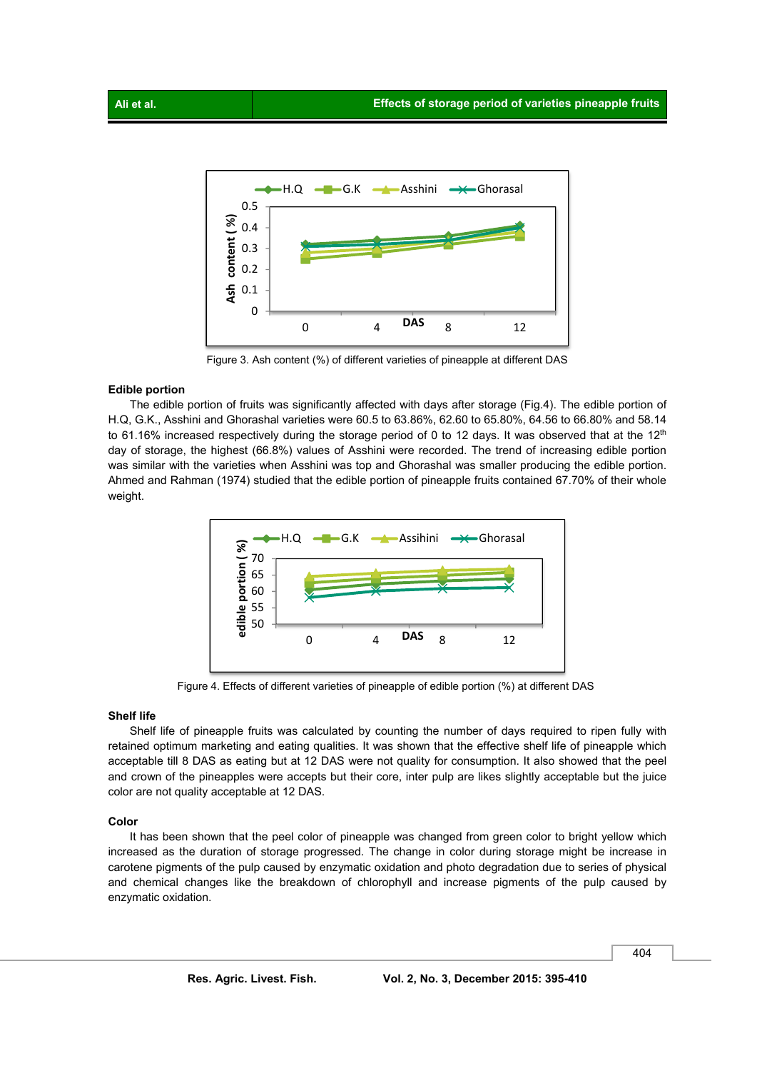Figure 3. Ash content (%) of different varieties of pineapple at different DAS

**Edible portion**

The edible portion of fruits was significantly affected with days after storage (Fig.4). The edible portion of H.Q, G.K., Asshini and Ghorashal varieties were 60.5 to 63.86%, 62.60 to 65.80%, 64.56 to 66.80% and 58.14 to 61.16% increased respectively during the storage period of 0 to 12 days. It was observed that at the 12th day of storage, the highest (66.8%) values of Asshini were recorded. The trend of increasing edible portion was similar with the varieties when Asshini was top and Ghorashal was smaller producing the edible portion. Ahmed and Rahman (1974) studied that the edible portion of pineapple fruits contained 67.70% of their whole weight.

Figure 4. Effects of different varieties of pineapple of edible portion (%) at different DAS

**Shelf life**

Shelf life of pineapple fruits was calculated by counting the number of days required to ripen fully with retained optimum marketing and eating qualities. It was shown that the effective shelf life of pineapple which acceptable till 8 DAS as eating but at 12 DAS were not quality for consumption. It also showed that the peel and crown of the pineapples were accepts but their core, inter pulp are likes slightly acceptable but the juice color are not quality acceptable at 12 DAS.

**Color**

It has been shown that the peel color of pineapple was changed from green color to bright yellow which increased as the duration of storage progressed. The change in color during storage might be increase in carotene pigments of the pulp caused by enzymatic oxidation and photo degradation due to series of physical and chemical changes like the breakdown of chlorophyll and increase pigments of the pulp caused by enzymatic oxidation.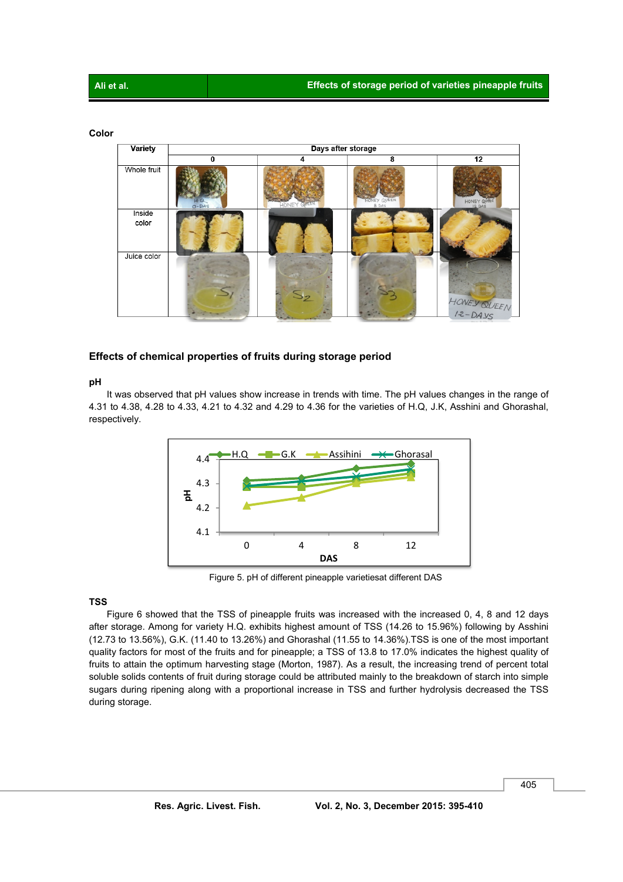**Color**

| Variety | Days after storage | | | |
|---|---|---|---|---|
| | 0 | 4 | 8 | 12 |
| Whole fruit | | | | |
| Inside color | | | | |
| Juice color | | | | |

## Effects of chemical properties of fruits during storage period

### pH

It was observed that pH values show increase in trends with time. The pH values changes in the range of 4.31 to 4.38, 4.28 to 4.33, 4.21 to 4.32 and 4.29 to 4.36 for the varieties of H.Q, J.K, Asshini and Ghorashal, respectively.

Figure 5. pH of different pineapple varietiesat different DAS

### TSS

Figure 6 showed that the TSS of pineapple fruits was increased with the increased 0, 4, 8 and 12 days after storage. Among for variety H.Q. exhibits highest amount of TSS (14.26 to 15.96%) following by Asshini (12.73 to 13.56%), G.K. (11.40 to 13.26%) and Ghorashal (11.55 to 14.36%).TSS is one of the most important quality factors for most of the fruits and for pineapple; a TSS of 13.8 to 17.0% indicates the highest quality of fruits to attain the optimum harvesting stage (Morton, 1987). As a result, the increasing trend of percent total soluble solids contents of fruit during storage could be attributed mainly to the breakdown of starch into simple sugars during ripening along with a proportional increase in TSS and further hydrolysis decreased the TSS during storage.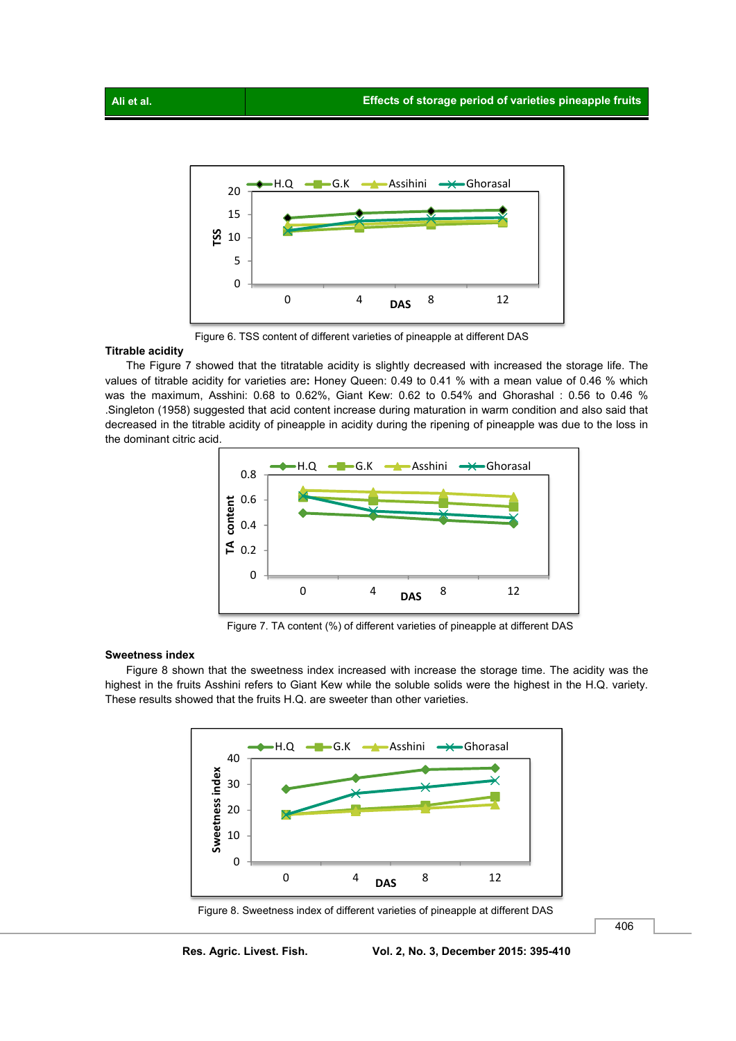Figure 6. TSS content of different varieties of pineapple at different DAS

### Titrable acidity

The Figure 7 showed that the titratable acidity is slightly decreased with increased the storage life. The values of titrable acidity for varieties are**:** Honey Queen: 0.49 to 0.41 % with a mean value of 0.46 % which was the maximum, Asshini: 0.68 to 0.62%, Giant Kew: 0.62 to 0.54% and Ghorashal : 0.56 to 0.46 % .Singleton (1958) suggested that acid content increase during maturation in warm condition and also said that decreased in the titrable acidity of pineapple in acidity during the ripening of pineapple was due to the loss in the dominant citric acid.

Figure 7. TA content (%) of different varieties of pineapple at different DAS

### Sweetness index

Figure 8 shown that the sweetness index increased with increase the storage time. The acidity was the highest in the fruits Asshini refers to Giant Kew while the soluble solids were the highest in the H.Q. variety. These results showed that the fruits H.Q. are sweeter than other varieties.

Figure 8. Sweetness index of different varieties of pineapple at different DAS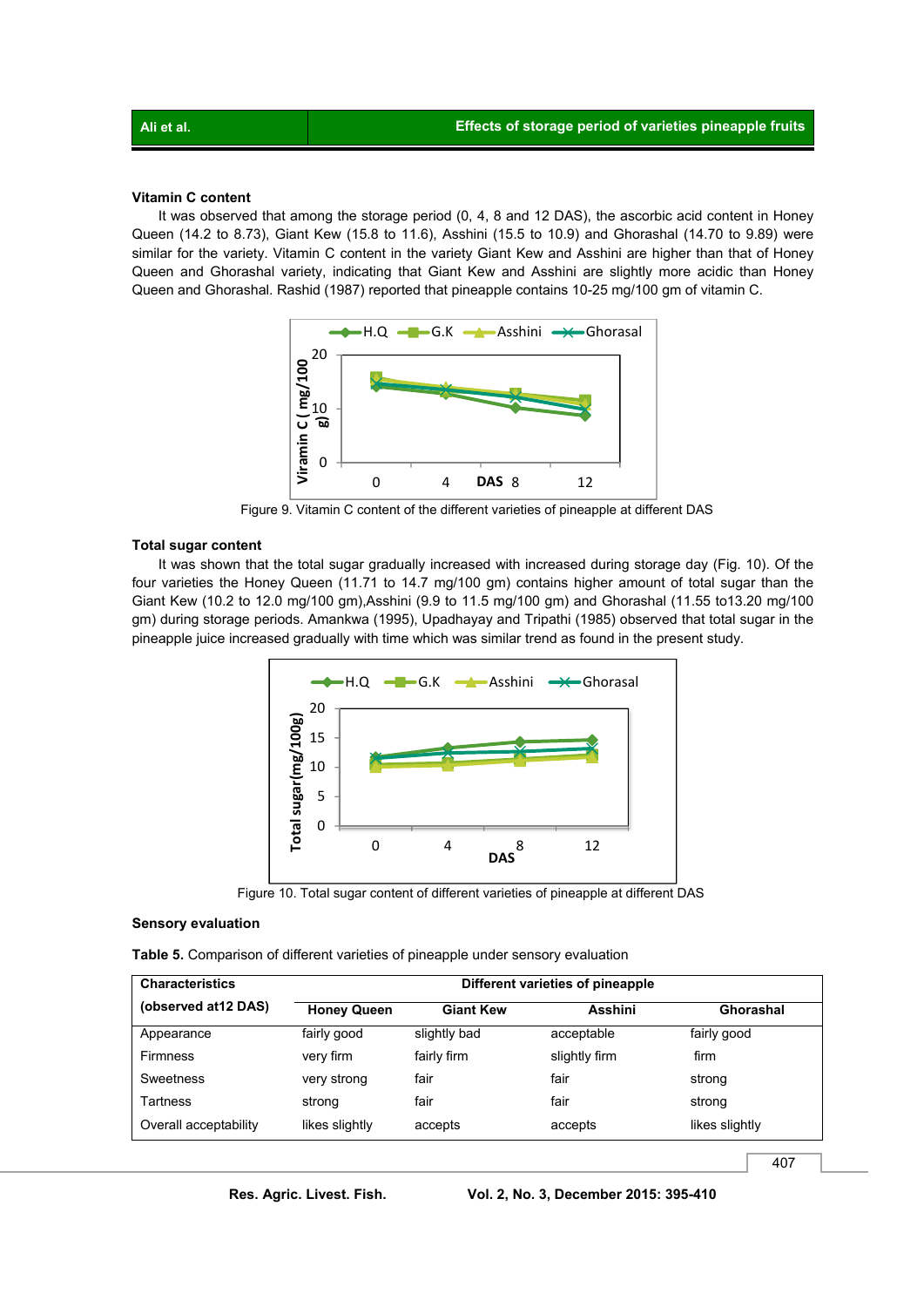### Vitamin C content

It was observed that among the storage period (0, 4, 8 and 12 DAS), the ascorbic acid content in Honey Queen (14.2 to 8.73), Giant Kew (15.8 to 11.6), Asshini (15.5 to 10.9) and Ghorashal (14.70 to 9.89) were similar for the variety. Vitamin C content in the variety Giant Kew and Asshini are higher than that of Honey Queen and Ghorashal variety, indicating that Giant Kew and Asshini are slightly more acidic than Honey Queen and Ghorashal. Rashid (1987) reported that pineapple contains 10-25 mg/100 gm of vitamin C.

Figure 9. Vitamin C content of the different varieties of pineapple at different DAS

### Total sugar content

It was shown that the total sugar gradually increased with increased during storage day (Fig. 10). Of the four varieties the Honey Queen (11.71 to 14.7 mg/100 gm) contains higher amount of total sugar than the Giant Kew (10.2 to 12.0 mg/100 gm),Asshini (9.9 to 11.5 mg/100 gm) and Ghorashal (11.55 to13.20 mg/100 gm) during storage periods. Amankwa (1995), Upadhayay and Tripathi (1985) observed that total sugar in the pineapple juice increased gradually with time which was similar trend as found in the present study.

Figure 10. Total sugar content of different varieties of pineapple at different DAS

### Sensory evaluation

**Table 5.** Comparison of different varieties of pineapple under sensory evaluation

| Characteristics (observed at12 DAS) | Different varieties of pineapple | | | |
|---|---|---|---|---|
| | Honey Queen | Giant Kew | Asshini | Ghorashal |
| Appearance | fairly good | slightly bad | acceptable | fairly good |
| Firmness | very firm | fairly firm | slightly firm | firm |
| Sweetness | very strong | fair | fair | strong |
| Tartness | strong | fair | fair | strong |
| Overall acceptability | likes slightly | accepts | accepts | likes slightly |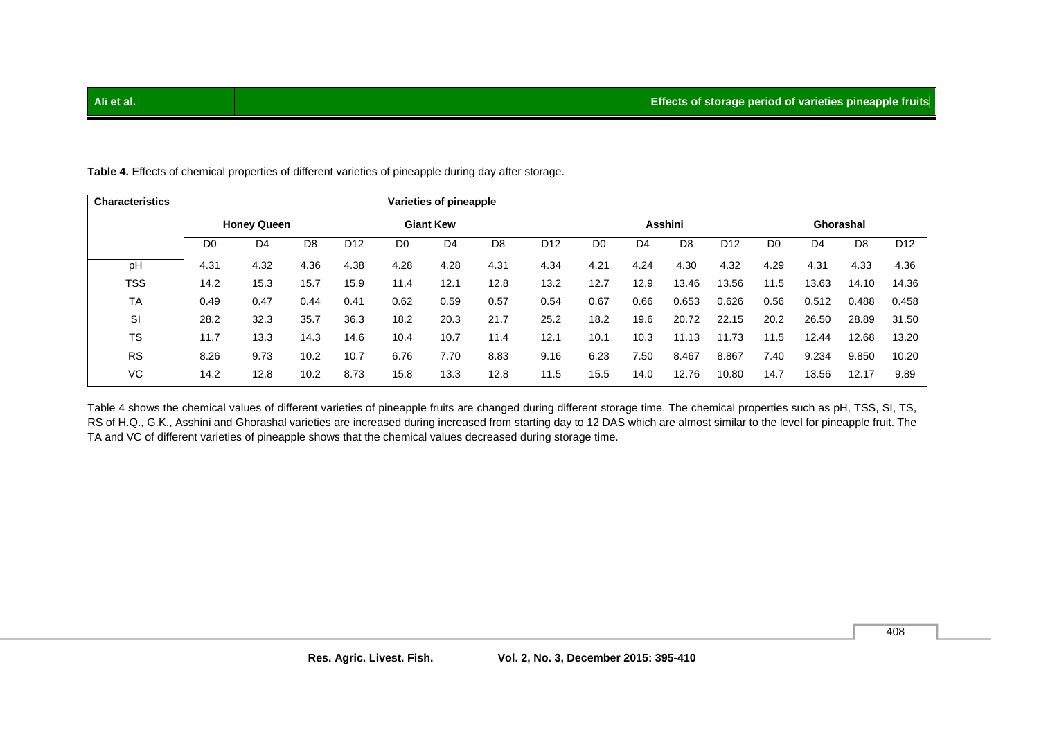**Table 4.** Effects of chemical properties of different varieties of pineapple during day after storage.

| Characteristics | Varieties of pineapple | | | | | | | | | | | | | | | |
|---|---|---|---|---|---|---|---|---|---|---|---|---|---|---|---|---|
| | Honey Queen | | | | Giant Kew | | | | Asshini | | | | Ghorashal | | | |
| | D0 | D4 | D8 | D12 | D0 | D4 | D8 | D12 | D0 | D4 | D8 | D12 | D0 | D4 | D8 | D12 |
| pH | 4.31 | 4.32 | 4.36 | 4.38 | 4.28 | 4.28 | 4.31 | 4.34 | 4.21 | 4.24 | 4.30 | 4.32 | 4.29 | 4.31 | 4.33 | 4.36 |
| TSS | 14.2 | 15.3 | 15.7 | 15.9 | 11.4 | 12.1 | 12.8 | 13.2 | 12.7 | 12.9 | 13.46 | 13.56 | 11.5 | 13.63 | 14.10 | 14.36 |
| TA | 0.49 | 0.47 | 0.44 | 0.41 | 0.62 | 0.59 | 0.57 | 0.54 | 0.67 | 0.66 | 0.653 | 0.626 | 0.56 | 0.512 | 0.488 | 0.458 |
| SI | 28.2 | 32.3 | 35.7 | 36.3 | 18.2 | 20.3 | 21.7 | 25.2 | 18.2 | 19.6 | 20.72 | 22.15 | 20.2 | 26.50 | 28.89 | 31.50 |
| TS | 11.7 | 13.3 | 14.3 | 14.6 | 10.4 | 10.7 | 11.4 | 12.1 | 10.1 | 10.3 | 11.13 | 11.73 | 11.5 | 12.44 | 12.68 | 13.20 |
| RS | 8.26 | 9.73 | 10.2 | 10.7 | 6.76 | 7.70 | 8.83 | 9.16 | 6.23 | 7.50 | 8.467 | 8.867 | 7.40 | 9.234 | 9.850 | 10.20 |
| VC | 14.2 | 12.8 | 10.2 | 8.73 | 15.8 | 13.3 | 12.8 | 11.5 | 15.5 | 14.0 | 12.76 | 10.80 | 14.7 | 13.56 | 12.17 | 9.89 |

Table 4 shows the chemical values of different varieties of pineapple fruits are changed during different storage time. The chemical properties such as pH, TSS, SI, TS, RS of H.Q., G.K., Asshini and Ghorashal varieties are increased during increased from starting day to 12 DAS which are almost similar to the level for pineapple fruit. The TA and VC of different varieties of pineapple shows that the chemical values decreased during storage time.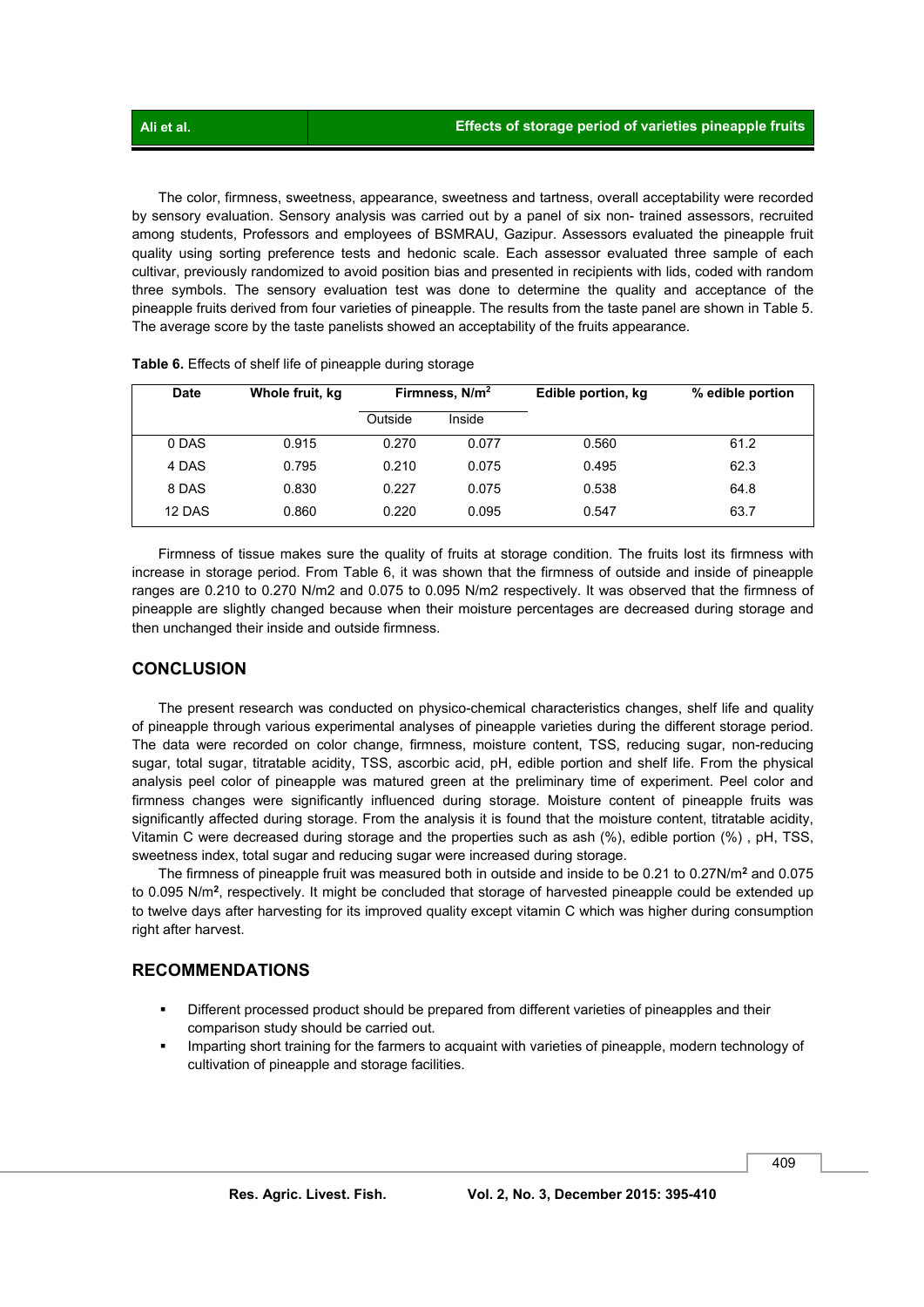The color, firmness, sweetness, appearance, sweetness and tartness, overall acceptability were recorded by sensory evaluation. Sensory analysis was carried out by a panel of six non- trained assessors, recruited among students, Professors and employees of BSMRAU, Gazipur. Assessors evaluated the pineapple fruit quality using sorting preference tests and hedonic scale. Each assessor evaluated three sample of each cultivar, previously randomized to avoid position bias and presented in recipients with lids, coded with random three symbols. The sensory evaluation test was done to determine the quality and acceptance of the pineapple fruits derived from four varieties of pineapple. The results from the taste panel are shown in Table 5. The average score by the taste panelists showed an acceptability of the fruits appearance.

**Table 6.** Effects of shelf life of pineapple during storage

| Date | Whole fruit, kg | Firmness, $N/m^2$ | | Edible portion, kg | % edible portion |
|---|---|---|---|---|---|
| | | Outside | Inside | | |
| 0 DAS | 0.915 | 0.270 | 0.077 | 0.560 | 61.2 |
| 4 DAS | 0.795 | 0.210 | 0.075 | 0.495 | 62.3 |
| 8 DAS | 0.830 | 0.227 | 0.075 | 0.538 | 64.8 |
| 12 DAS | 0.860 | 0.220 | 0.095 | 0.547 | 63.7 |

Firmness of tissue makes sure the quality of fruits at storage condition. The fruits lost its firmness with increase in storage period. From Table 6, it was shown that the firmness of outside and inside of pineapple ranges are 0.210 to 0.270 N/m2 and 0.075 to 0.095 N/m2 respectively. It was observed that the firmness of pineapple are slightly changed because when their moisture percentages are decreased during storage and then unchanged their inside and outside firmness.

## CONCLUSION

The present research was conducted on physico-chemical characteristics changes, shelf life and quality of pineapple through various experimental analyses of pineapple varieties during the different storage period. The data were recorded on color change, firmness, moisture content, TSS, reducing sugar, non-reducing sugar, total sugar, titratable acidity, TSS, ascorbic acid, pH, edible portion and shelf life. From the physical analysis peel color of pineapple was matured green at the preliminary time of experiment. Peel color and firmness changes were significantly influenced during storage. Moisture content of pineapple fruits was significantly affected during storage. From the analysis it is found that the moisture content, titratable acidity, Vitamin C were decreased during storage and the properties such as ash (%), edible portion (%) , pH, TSS, sweetness index, total sugar and reducing sugar were increased during storage.

The firmness of pineapple fruit was measured both in outside and inside to be 0.21 to 0.27$N/m^2$ and 0.075 to 0.095 $N/m^2$, respectively. It might be concluded that storage of harvested pineapple could be extended up to twelve days after harvesting for its improved quality except vitamin C which was higher during consumption right after harvest.

## RECOMMENDATIONS

- Different processed product should be prepared from different varieties of pineapples and their comparison study should be carried out.
- Imparting short training for the farmers to acquaint with varieties of pineapple, modern technology of cultivation of pineapple and storage facilities.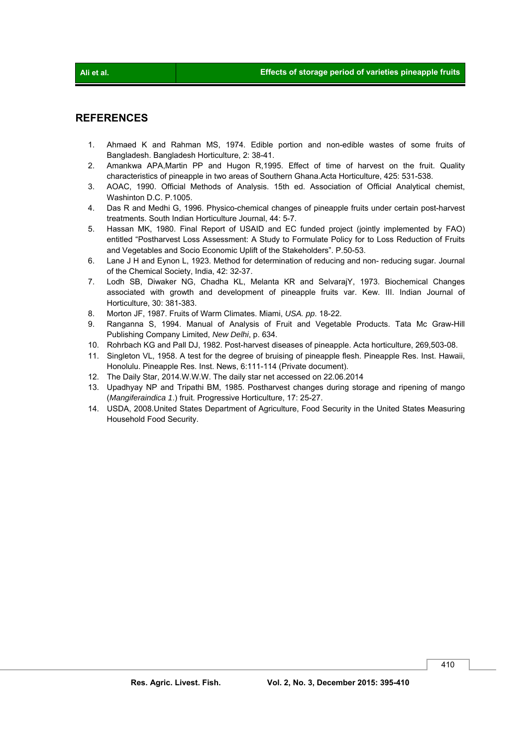## REFERENCES

1. Ahmaed K and Rahman MS, 1974. Edible portion and non-edible wastes of some fruits of Bangladesh. Bangladesh Horticulture, 2: 38-41.
2. Amankwa APA,Martin PP and Hugon R,1995. Effect of time of harvest on the fruit. Quality characteristics of pineapple in two areas of Southern Ghana.Acta Horticulture, 425: 531-538.
3. AOAC, 1990. Official Methods of Analysis. 15th ed. Association of Official Analytical chemist, Washinton D.C. P.1005.
4. Das R and Medhi G, 1996. Physico-chemical changes of pineapple fruits under certain post-harvest treatments. South Indian Horticulture Journal, 44: 5-7.
5. Hassan MK, 1980. Final Report of USAID and EC funded project (jointly implemented by FAO) entitled "Postharvest Loss Assessment: A Study to Formulate Policy for to Loss Reduction of Fruits and Vegetables and Socio Economic Uplift of the Stakeholders". P.50-53.
6. Lane J H and Eynon L, 1923. Method for determination of reducing and non- reducing sugar. Journal of the Chemical Society, India, 42: 32-37.
7. Lodh SB, Diwaker NG, Chadha KL, Melanta KR and SelvarajY, 1973. Biochemical Changes associated with growth and development of pineapple fruits var. Kew. III. Indian Journal of Horticulture, 30: 381-383.
8. Morton JF, 1987. Fruits of Warm Climates. Miami, *USA. pp*. 18-22.
9. Ranganna S, 1994. Manual of Analysis of Fruit and Vegetable Products. Tata Mc Graw-Hill Publishing Company Limited, *New Delhi*, p. 634.
10. Rohrbach KG and Pall DJ, 1982. Post-harvest diseases of pineapple. Acta horticulture, 269,503-08.
11. Singleton VL, 1958. A test for the degree of bruising of pineapple flesh. Pineapple Res. Inst. Hawaii, Honolulu. Pineapple Res. Inst. News, 6:111-114 (Private document).
12. The Daily Star, 2014.W.W.W. The daily star net accessed on 22.06.2014
13. Upadhyay NP and Tripathi BM, 1985. Postharvest changes during storage and ripening of mango (*Mangiferaindica 1*.) fruit. Progressive Horticulture, 17: 25-27.
14. USDA, 2008.United States Department of Agriculture, Food Security in the United States Measuring Household Food Security.